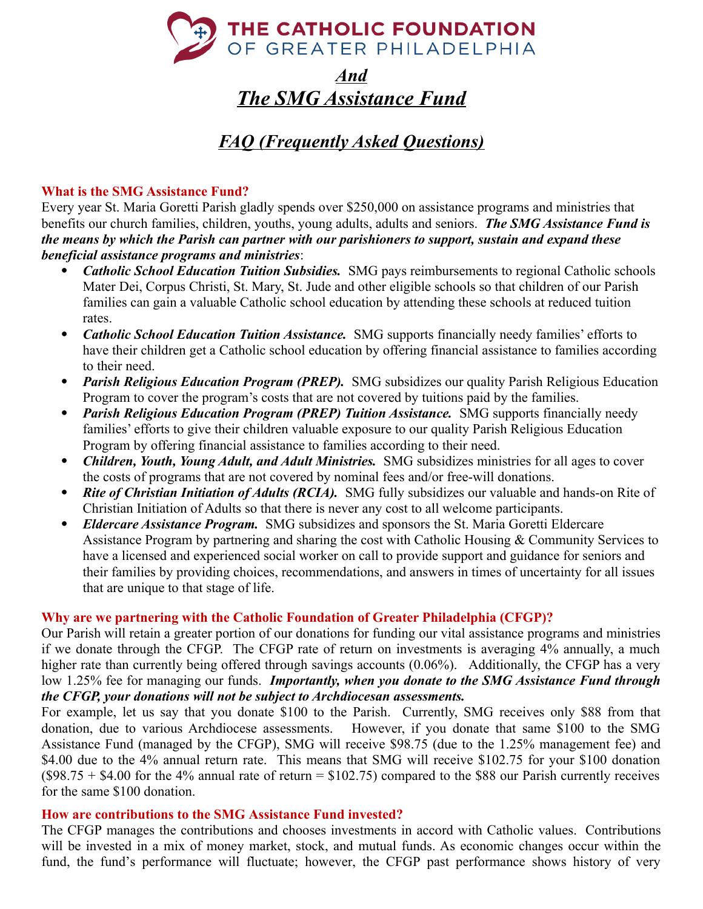# THE CATHOLIC FOUNDATION OF GREATER PHILADELPHIA

## *And*

## *The SMG Assistance Fund*

## *FAQ (Frequently Asked Questions)*

### What is the SMG Assistance Fund?

Every year St. Maria Goretti Parish gladly spends over $250,000 on assistance programs and ministries that benefits our church families, children, youths, young adults, adults and seniors. ***The SMG Assistance Fund is the means by which the Parish can partner with our parishioners to support, sustain and expand these beneficial assistance programs and ministries***:

- ***Catholic School Education Tuition Subsidies.*** SMG pays reimbursements to regional Catholic schools Mater Dei, Corpus Christi, St. Mary, St. Jude and other eligible schools so that children of our Parish families can gain a valuable Catholic school education by attending these schools at reduced tuition rates.
- ***Catholic School Education Tuition Assistance.*** SMG supports financially needy families' efforts to have their children get a Catholic school education by offering financial assistance to families according to their need.
- ***Parish Religious Education Program (PREP).*** SMG subsidizes our quality Parish Religious Education Program to cover the program's costs that are not covered by tuitions paid by the families.
- ***Parish Religious Education Program (PREP) Tuition Assistance.*** SMG supports financially needy families' efforts to give their children valuable exposure to our quality Parish Religious Education Program by offering financial assistance to families according to their need.
- ***Children, Youth, Young Adult, and Adult Ministries.*** SMG subsidizes ministries for all ages to cover the costs of programs that are not covered by nominal fees and/or free-will donations.
- ***Rite of Christian Initiation of Adults (RCIA).*** SMG fully subsidizes our valuable and hands-on Rite of Christian Initiation of Adults so that there is never any cost to all welcome participants.
- ***Eldercare Assistance Program.*** SMG subsidizes and sponsors the St. Maria Goretti Eldercare Assistance Program by partnering and sharing the cost with Catholic Housing & Community Services to have a licensed and experienced social worker on call to provide support and guidance for seniors and their families by providing choices, recommendations, and answers in times of uncertainty for all issues that are unique to that stage of life.

### Why are we partnering with the Catholic Foundation of Greater Philadelphia (CFGP)?

Our Parish will retain a greater portion of our donations for funding our vital assistance programs and ministries if we donate through the CFGP. The CFGP rate of return on investments is averaging 4% annually, a much higher rate than currently being offered through savings accounts (0.06%). Additionally, the CFGP has a very low 1.25% fee for managing our funds. ***Importantly, when you donate to the SMG Assistance Fund through the CFGP, your donations will not be subject to Archdiocesan assessments.***

For example, let us say that you donate $100 to the Parish. Currently, SMG receives only $88 from that donation, due to various Archdiocese assessments. However, if you donate that same $100 to the SMG Assistance Fund (managed by the CFGP), SMG will receive $98.75 (due to the 1.25% management fee) and $4.00 due to the 4% annual return rate. This means that SMG will receive $102.75 for your $100 donation ($98.75 + $4.00 for the 4% annual rate of return = $102.75) compared to the $88 our Parish currently receives for the same $100 donation.

### How are contributions to the SMG Assistance Fund invested?

The CFGP manages the contributions and chooses investments in accord with Catholic values. Contributions will be invested in a mix of money market, stock, and mutual funds. As economic changes occur within the fund, the fund's performance will fluctuate; however, the CFGP past performance shows history of very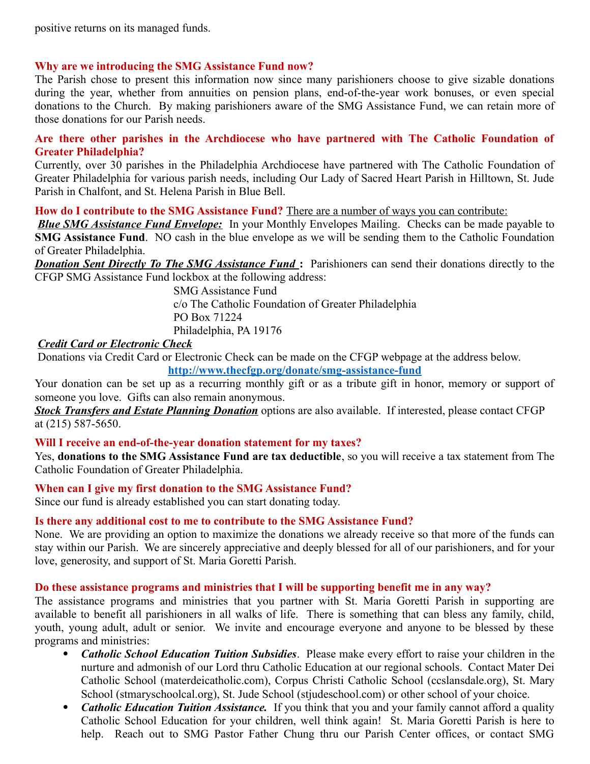positive returns on its managed funds.

### Why are we introducing the SMG Assistance Fund now?

The Parish chose to present this information now since many parishioners choose to give sizable donations during the year, whether from annuities on pension plans, end-of-the-year work bonuses, or even special donations to the Church. By making parishioners aware of the SMG Assistance Fund, we can retain more of those donations for our Parish needs.

### Are there other parishes in the Archdiocese who have partnered with The Catholic Foundation of Greater Philadelphia?

Currently, over 30 parishes in the Philadelphia Archdiocese have partnered with The Catholic Foundation of Greater Philadelphia for various parish needs, including Our Lady of Sacred Heart Parish in Hilltown, St. Jude Parish in Chalfont, and St. Helena Parish in Blue Bell.

### How do I contribute to the SMG Assistance Fund? There are a number of ways you can contribute:

***Blue SMG Assistance Fund Envelope:*** In your Monthly Envelopes Mailing. Checks can be made payable to **SMG Assistance Fund**. NO cash in the blue envelope as we will be sending them to the Catholic Foundation of Greater Philadelphia.

***Donation Sent Directly To The SMG Assistance Fund*** **:** Parishioners can send their donations directly to the CFGP SMG Assistance Fund lockbox at the following address:

SMG Assistance Fund
c/o The Catholic Foundation of Greater Philadelphia
PO Box 71224
Philadelphia, PA 19176

***Credit Card or Electronic Check***

Donations via Credit Card or Electronic Check can be made on the CFGP webpage at the address below.

**http://www.thecfgp.org/donate/smg-assistance-fund**

Your donation can be set up as a recurring monthly gift or as a tribute gift in honor, memory or support of someone you love. Gifts can also remain anonymous.

***Stock Transfers and Estate Planning Donation*** options are also available. If interested, please contact CFGP at (215) 587-5650.

### Will I receive an end-of-the-year donation statement for my taxes?

Yes, **donations to the SMG Assistance Fund are tax deductible**, so you will receive a tax statement from The Catholic Foundation of Greater Philadelphia.

### When can I give my first donation to the SMG Assistance Fund?

Since our fund is already established you can start donating today.

### Is there any additional cost to me to contribute to the SMG Assistance Fund?

None. We are providing an option to maximize the donations we already receive so that more of the funds can stay within our Parish. We are sincerely appreciative and deeply blessed for all of our parishioners, and for your love, generosity, and support of St. Maria Goretti Parish.

### Do these assistance programs and ministries that I will be supporting benefit me in any way?

The assistance programs and ministries that you partner with St. Maria Goretti Parish in supporting are available to benefit all parishioners in all walks of life. There is something that can bless any family, child, youth, young adult, adult or senior. We invite and encourage everyone and anyone to be blessed by these programs and ministries:

- ***Catholic School Education Tuition Subsidies***. Please make every effort to raise your children in the nurture and admonish of our Lord thru Catholic Education at our regional schools. Contact Mater Dei Catholic School (materdeicatholic.com), Corpus Christi Catholic School (ccslansdale.org), St. Mary School (stmaryschoolcal.org), St. Jude School (stjudeschool.com) or other school of your choice.
- ***Catholic Education Tuition Assistance.*** If you think that you and your family cannot afford a quality Catholic School Education for your children, well think again! St. Maria Goretti Parish is here to help. Reach out to SMG Pastor Father Chung thru our Parish Center offices, or contact SMG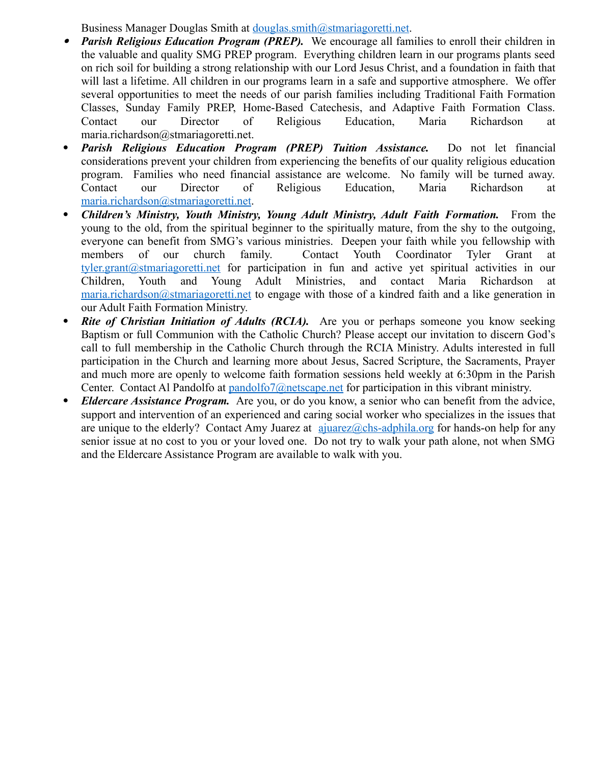Business Manager Douglas Smith at douglas.smith@stmariagoretti.net.

- ***Parish Religious Education Program (PREP).*** We encourage all families to enroll their children in the valuable and quality SMG PREP program. Everything children learn in our programs plants seed on rich soil for building a strong relationship with our Lord Jesus Christ, and a foundation in faith that will last a lifetime. All children in our programs learn in a safe and supportive atmosphere. We offer several opportunities to meet the needs of our parish families including Traditional Faith Formation Classes, Sunday Family PREP, Home-Based Catechesis, and Adaptive Faith Formation Class. Contact our Director of Religious Education, Maria Richardson at maria.richardson@stmariagoretti.net.
- ***Parish Religious Education Program (PREP) Tuition Assistance.*** Do not let financial considerations prevent your children from experiencing the benefits of our quality religious education program. Families who need financial assistance are welcome. No family will be turned away. Contact our Director of Religious Education, Maria Richardson at maria.richardson@stmariagoretti.net.
- ***Children's Ministry, Youth Ministry, Young Adult Ministry, Adult Faith Formation.*** From the young to the old, from the spiritual beginner to the spiritually mature, from the shy to the outgoing, everyone can benefit from SMG's various ministries. Deepen your faith while you fellowship with members of our church family. Contact Youth Coordinator Tyler Grant at tyler.grant@stmariagoretti.net for participation in fun and active yet spiritual activities in our Children, Youth and Young Adult Ministries, and contact Maria Richardson at maria.richardson@stmariagoretti.net to engage with those of a kindred faith and a like generation in our Adult Faith Formation Ministry.
- ***Rite of Christian Initiation of Adults (RCIA).*** Are you or perhaps someone you know seeking Baptism or full Communion with the Catholic Church? Please accept our invitation to discern God's call to full membership in the Catholic Church through the RCIA Ministry. Adults interested in full participation in the Church and learning more about Jesus, Sacred Scripture, the Sacraments, Prayer and much more are openly to welcome faith formation sessions held weekly at 6:30pm in the Parish Center. Contact Al Pandolfo at pandolfo7@netscape.net for participation in this vibrant ministry.
- ***Eldercare Assistance Program.*** Are you, or do you know, a senior who can benefit from the advice, support and intervention of an experienced and caring social worker who specializes in the issues that are unique to the elderly? Contact Amy Juarez at ajuarez@chs-adphila.org for hands-on help for any senior issue at no cost to you or your loved one. Do not try to walk your path alone, not when SMG and the Eldercare Assistance Program are available to walk with you.